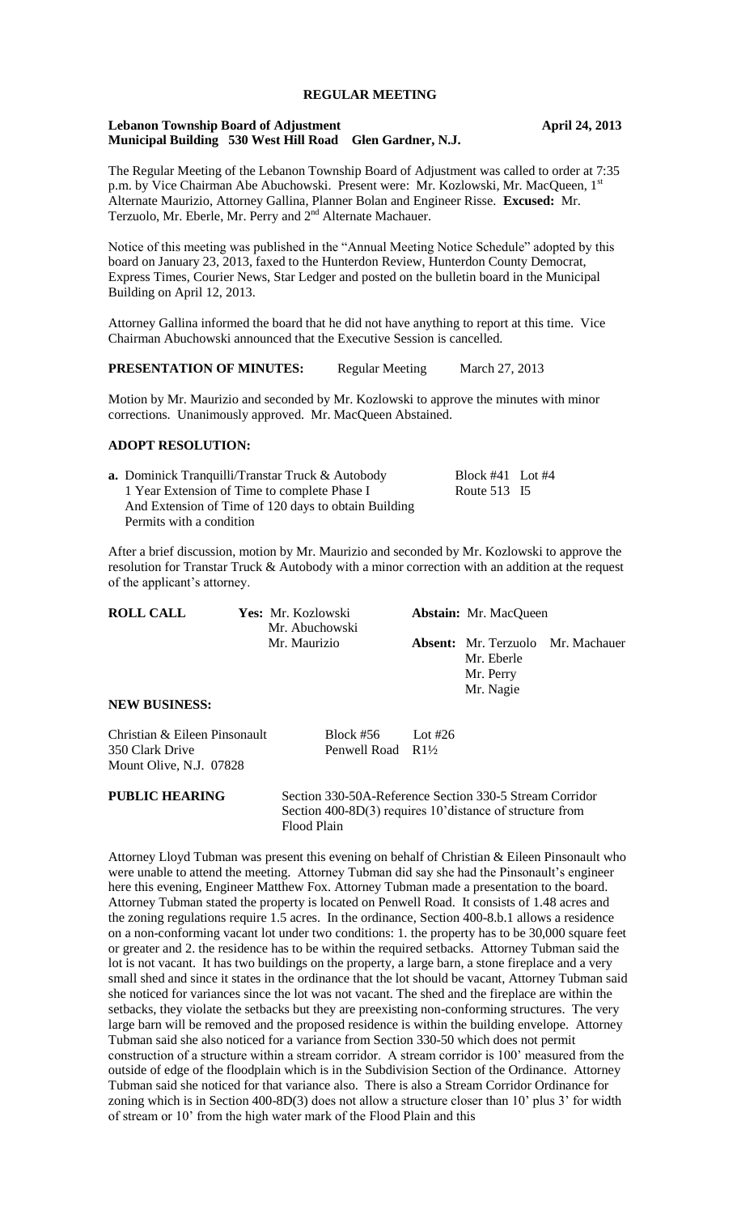# REGULAR MEETING

**Lebanon Township Board of Adjustment** **April 24, 2013**
**Municipal Building 530 West Hill Road Glen Gardner, N.J.**

The Regular Meeting of the Lebanon Township Board of Adjustment was called to order at 7:35 p.m. by Vice Chairman Abe Abuchowski. Present were: Mr. Kozlowski, Mr. MacQueen, 1st Alternate Maurizio, Attorney Gallina, Planner Bolan and Engineer Risse. **Excused:** Mr. Terzuolo, Mr. Eberle, Mr. Perry and 2nd Alternate Machauer.

Notice of this meeting was published in the "Annual Meeting Notice Schedule" adopted by this board on January 23, 2013, faxed to the Hunterdon Review, Hunterdon County Democrat, Express Times, Courier News, Star Ledger and posted on the bulletin board in the Municipal Building on April 12, 2013.

Attorney Gallina informed the board that he did not have anything to report at this time. Vice Chairman Abuchowski announced that the Executive Session is cancelled.

**PRESENTATION OF MINUTES:** Regular Meeting March 27, 2013

Motion by Mr. Maurizio and seconded by Mr. Kozlowski to approve the minutes with minor corrections. Unanimously approved. Mr. MacQueen Abstained.

**ADOPT RESOLUTION:**

**a.** Dominick Tranquilli/Transtar Truck & Autobody — Block #41 Lot #4
1 Year Extension of Time to complete Phase I — Route 513 I5
And Extension of Time of 120 days to obtain Building Permits with a condition

After a brief discussion, motion by Mr. Maurizio and seconded by Mr. Kozlowski to approve the resolution for Transtar Truck & Autobody with a minor correction with an addition at the request of the applicant's attorney.

**ROLL CALL** **Yes:** Mr. Kozlowski, Mr. Abuchowski, Mr. Maurizio
**Abstain:** Mr. MacQueen
**Absent:** Mr. Terzuolo, Mr. Eberle, Mr. Perry, Mr. Nagie, Mr. Machauer

**NEW BUSINESS:**

Christian & Eileen Pinsonault — Block #56 Lot #26
350 Clark Drive — Penwell Road R1½
Mount Olive, N.J. 07828

**PUBLIC HEARING** Section 330-50A-Reference Section 330-5 Stream Corridor
Section 400-8D(3) requires 10' distance of structure from Flood Plain

Attorney Lloyd Tubman was present this evening on behalf of Christian & Eileen Pinsonault who were unable to attend the meeting. Attorney Tubman did say she had the Pinsonault's engineer here this evening, Engineer Matthew Fox. Attorney Tubman made a presentation to the board. Attorney Tubman stated the property is located on Penwell Road. It consists of 1.48 acres and the zoning regulations require 1.5 acres. In the ordinance, Section 400-8.b.1 allows a residence on a non-conforming vacant lot under two conditions: 1. the property has to be 30,000 square feet or greater and 2. the residence has to be within the required setbacks. Attorney Tubman said the lot is not vacant. It has two buildings on the property, a large barn, a stone fireplace and a very small shed and since it states in the ordinance that the lot should be vacant, Attorney Tubman said she noticed for variances since the lot was not vacant. The shed and the fireplace are within the setbacks, they violate the setbacks but they are preexisting non-conforming structures. The very large barn will be removed and the proposed residence is within the building envelope. Attorney Tubman said she also noticed for a variance from Section 330-50 which does not permit construction of a structure within a stream corridor. A stream corridor is 100' measured from the outside of edge of the floodplain which is in the Subdivision Section of the Ordinance. Attorney Tubman said she noticed for that variance also. There is also a Stream Corridor Ordinance for zoning which is in Section 400-8D(3) does not allow a structure closer than 10' plus 3' for width of stream or 10' from the high water mark of the Flood Plain and this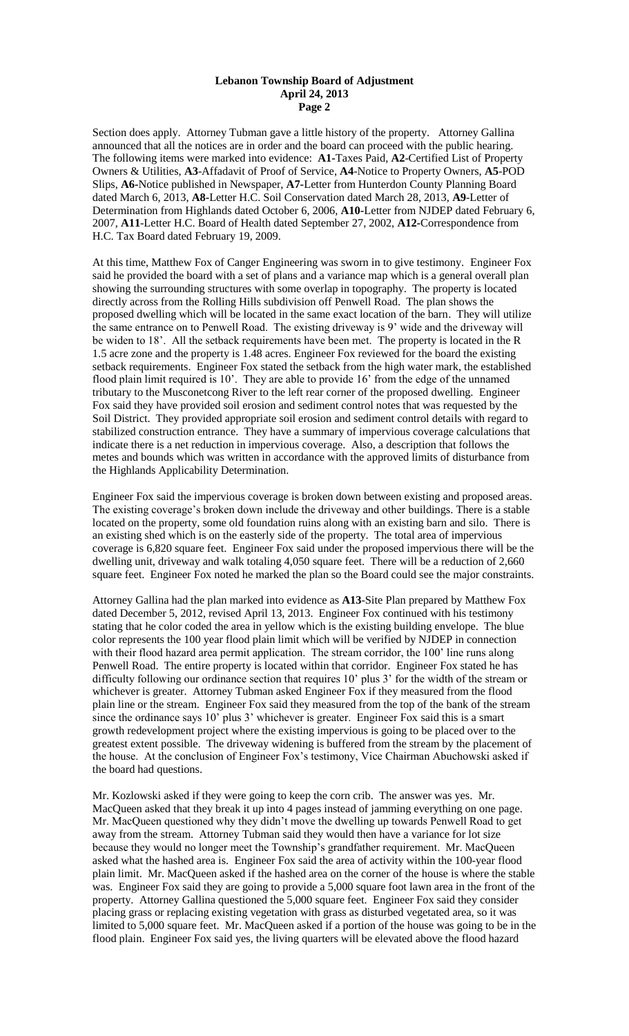Section does apply. Attorney Tubman gave a little history of the property. Attorney Gallina announced that all the notices are in order and the board can proceed with the public hearing. The following items were marked into evidence: **A1**-Taxes Paid, **A2**-Certified List of Property Owners & Utilities, **A3**-Affadavit of Proof of Service, **A4**-Notice to Property Owners, **A5**-POD Slips, **A6**-Notice published in Newspaper, **A7**-Letter from Hunterdon County Planning Board dated March 6, 2013, **A8**-Letter H.C. Soil Conservation dated March 28, 2013, **A9**-Letter of Determination from Highlands dated October 6, 2006, **A10**-Letter from NJDEP dated February 6, 2007, **A11**-Letter H.C. Board of Health dated September 27, 2002, **A12**-Correspondence from H.C. Tax Board dated February 19, 2009.

At this time, Matthew Fox of Canger Engineering was sworn in to give testimony. Engineer Fox said he provided the board with a set of plans and a variance map which is a general overall plan showing the surrounding structures with some overlap in topography. The property is located directly across from the Rolling Hills subdivision off Penwell Road. The plan shows the proposed dwelling which will be located in the same exact location of the barn. They will utilize the same entrance on to Penwell Road. The existing driveway is 9' wide and the driveway will be widen to 18'. All the setback requirements have been met. The property is located in the R 1.5 acre zone and the property is 1.48 acres. Engineer Fox reviewed for the board the existing setback requirements. Engineer Fox stated the setback from the high water mark, the established flood plain limit required is 10'. They are able to provide 16' from the edge of the unnamed tributary to the Musconetcong River to the left rear corner of the proposed dwelling. Engineer Fox said they have provided soil erosion and sediment control notes that was requested by the Soil District. They provided appropriate soil erosion and sediment control details with regard to stabilized construction entrance. They have a summary of impervious coverage calculations that indicate there is a net reduction in impervious coverage. Also, a description that follows the metes and bounds which was written in accordance with the approved limits of disturbance from the Highlands Applicability Determination.

Engineer Fox said the impervious coverage is broken down between existing and proposed areas. The existing coverage's broken down include the driveway and other buildings. There is a stable located on the property, some old foundation ruins along with an existing barn and silo. There is an existing shed which is on the easterly side of the property. The total area of impervious coverage is 6,820 square feet. Engineer Fox said under the proposed impervious there will be the dwelling unit, driveway and walk totaling 4,050 square feet. There will be a reduction of 2,660 square feet. Engineer Fox noted he marked the plan so the Board could see the major constraints.

Attorney Gallina had the plan marked into evidence as **A13**-Site Plan prepared by Matthew Fox dated December 5, 2012, revised April 13, 2013. Engineer Fox continued with his testimony stating that he color coded the area in yellow which is the existing building envelope. The blue color represents the 100 year flood plain limit which will be verified by NJDEP in connection with their flood hazard area permit application. The stream corridor, the 100' line runs along Penwell Road. The entire property is located within that corridor. Engineer Fox stated he has difficulty following our ordinance section that requires 10' plus 3' for the width of the stream or whichever is greater. Attorney Tubman asked Engineer Fox if they measured from the flood plain line or the stream. Engineer Fox said they measured from the top of the bank of the stream since the ordinance says 10' plus 3' whichever is greater. Engineer Fox said this is a smart growth redevelopment project where the existing impervious is going to be placed over to the greatest extent possible. The driveway widening is buffered from the stream by the placement of the house. At the conclusion of Engineer Fox's testimony, Vice Chairman Abuchowski asked if the board had questions.

Mr. Kozlowski asked if they were going to keep the corn crib. The answer was yes. Mr. MacQueen asked that they break it up into 4 pages instead of jamming everything on one page. Mr. MacQueen questioned why they didn't move the dwelling up towards Penwell Road to get away from the stream. Attorney Tubman said they would then have a variance for lot size because they would no longer meet the Township's grandfather requirement. Mr. MacQueen asked what the hashed area is. Engineer Fox said the area of activity within the 100-year flood plain limit. Mr. MacQueen asked if the hashed area on the corner of the house is where the stable was. Engineer Fox said they are going to provide a 5,000 square foot lawn area in the front of the property. Attorney Gallina questioned the 5,000 square feet. Engineer Fox said they consider placing grass or replacing existing vegetation with grass as disturbed vegetated area, so it was limited to 5,000 square feet. Mr. MacQueen asked if a portion of the house was going to be in the flood plain. Engineer Fox said yes, the living quarters will be elevated above the flood hazard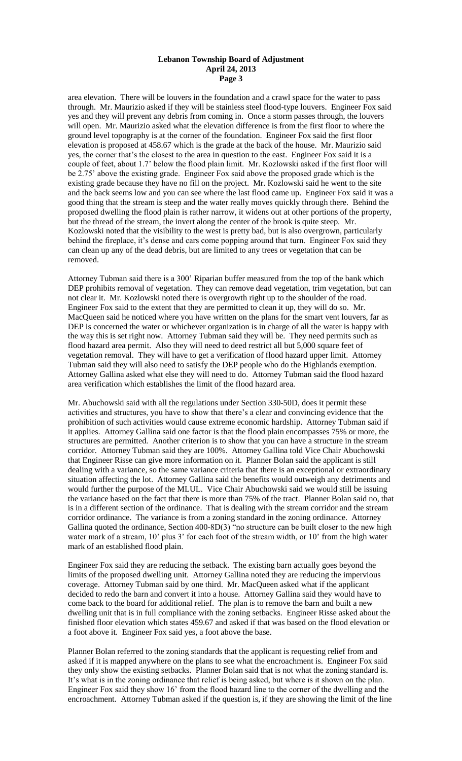area elevation. There will be louvers in the foundation and a crawl space for the water to pass through. Mr. Maurizio asked if they will be stainless steel flood-type louvers. Engineer Fox said yes and they will prevent any debris from coming in. Once a storm passes through, the louvers will open. Mr. Maurizio asked what the elevation difference is from the first floor to where the ground level topography is at the corner of the foundation. Engineer Fox said the first floor elevation is proposed at 458.67 which is the grade at the back of the house. Mr. Maurizio said yes, the corner that's the closest to the area in question to the east. Engineer Fox said it is a couple of feet, about 1.7' below the flood plain limit. Mr. Kozlowski asked if the first floor will be 2.75' above the existing grade. Engineer Fox said above the proposed grade which is the existing grade because they have no fill on the project. Mr. Kozlowski said he went to the site and the back seems low and you can see where the last flood came up. Engineer Fox said it was a good thing that the stream is steep and the water really moves quickly through there. Behind the proposed dwelling the flood plain is rather narrow, it widens out at other portions of the property, but the thread of the stream, the invert along the center of the brook is quite steep. Mr. Kozlowski noted that the visibility to the west is pretty bad, but is also overgrown, particularly behind the fireplace, it's dense and cars come popping around that turn. Engineer Fox said they can clean up any of the dead debris, but are limited to any trees or vegetation that can be removed.

Attorney Tubman said there is a 300' Riparian buffer measured from the top of the bank which DEP prohibits removal of vegetation. They can remove dead vegetation, trim vegetation, but can not clear it. Mr. Kozlowski noted there is overgrowth right up to the shoulder of the road. Engineer Fox said to the extent that they are permitted to clean it up, they will do so. Mr. MacQueen said he noticed where you have written on the plans for the smart vent louvers, far as DEP is concerned the water or whichever organization is in charge of all the water is happy with the way this is set right now. Attorney Tubman said they will be. They need permits such as flood hazard area permit. Also they will need to deed restrict all but 5,000 square feet of vegetation removal. They will have to get a verification of flood hazard upper limit. Attorney Tubman said they will also need to satisfy the DEP people who do the Highlands exemption. Attorney Gallina asked what else they will need to do. Attorney Tubman said the flood hazard area verification which establishes the limit of the flood hazard area.

Mr. Abuchowski said with all the regulations under Section 330-50D, does it permit these activities and structures, you have to show that there's a clear and convincing evidence that the prohibition of such activities would cause extreme economic hardship. Attorney Tubman said if it applies. Attorney Gallina said one factor is that the flood plain encompasses 75% or more, the structures are permitted. Another criterion is to show that you can have a structure in the stream corridor. Attorney Tubman said they are 100%. Attorney Gallina told Vice Chair Abuchowski that Engineer Risse can give more information on it. Planner Bolan said the applicant is still dealing with a variance, so the same variance criteria that there is an exceptional or extraordinary situation affecting the lot. Attorney Gallina said the benefits would outweigh any detriments and would further the purpose of the MLUL. Vice Chair Abuchowski said we would still be issuing the variance based on the fact that there is more than 75% of the tract. Planner Bolan said no, that is in a different section of the ordinance. That is dealing with the stream corridor and the stream corridor ordinance. The variance is from a zoning standard in the zoning ordinance. Attorney Gallina quoted the ordinance, Section 400-8D(3) "no structure can be built closer to the new high water mark of a stream, 10' plus 3' for each foot of the stream width, or 10' from the high water mark of an established flood plain.

Engineer Fox said they are reducing the setback. The existing barn actually goes beyond the limits of the proposed dwelling unit. Attorney Gallina noted they are reducing the impervious coverage. Attorney Tubman said by one third. Mr. MacQueen asked what if the applicant decided to redo the barn and convert it into a house. Attorney Gallina said they would have to come back to the board for additional relief. The plan is to remove the barn and built a new dwelling unit that is in full compliance with the zoning setbacks. Engineer Risse asked about the finished floor elevation which states 459.67 and asked if that was based on the flood elevation or a foot above it. Engineer Fox said yes, a foot above the base.

Planner Bolan referred to the zoning standards that the applicant is requesting relief from and asked if it is mapped anywhere on the plans to see what the encroachment is. Engineer Fox said they only show the existing setbacks. Planner Bolan said that is not what the zoning standard is. It's what is in the zoning ordinance that relief is being asked, but where is it shown on the plan. Engineer Fox said they show 16' from the flood hazard line to the corner of the dwelling and the encroachment. Attorney Tubman asked if the question is, if they are showing the limit of the line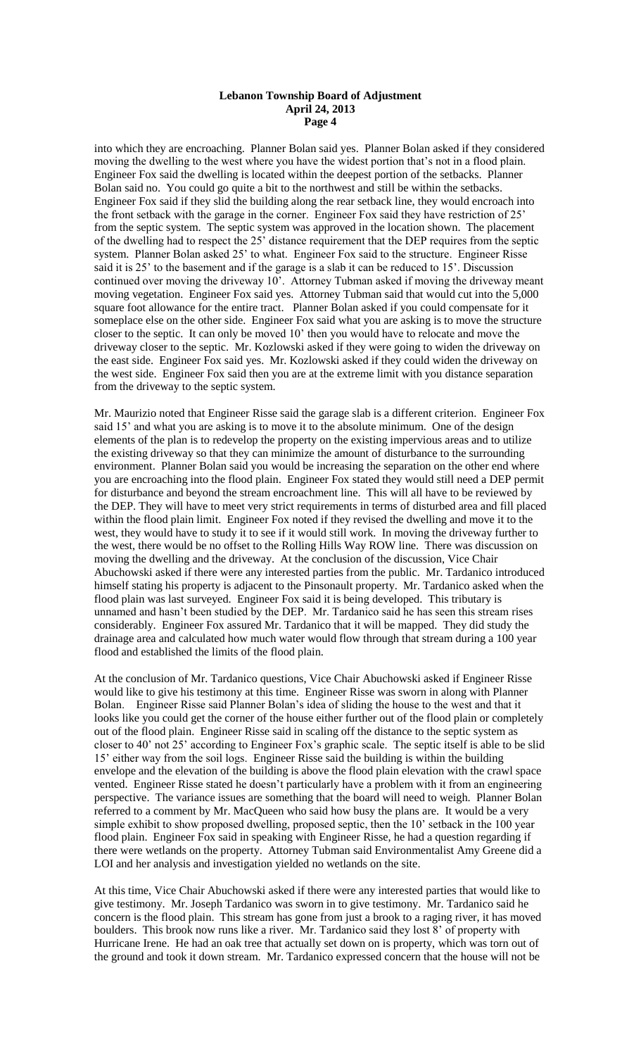into which they are encroaching. Planner Bolan said yes. Planner Bolan asked if they considered moving the dwelling to the west where you have the widest portion that's not in a flood plain. Engineer Fox said the dwelling is located within the deepest portion of the setbacks. Planner Bolan said no. You could go quite a bit to the northwest and still be within the setbacks. Engineer Fox said if they slid the building along the rear setback line, they would encroach into the front setback with the garage in the corner. Engineer Fox said they have restriction of 25' from the septic system. The septic system was approved in the location shown. The placement of the dwelling had to respect the 25' distance requirement that the DEP requires from the septic system. Planner Bolan asked 25' to what. Engineer Fox said to the structure. Engineer Risse said it is 25' to the basement and if the garage is a slab it can be reduced to 15'. Discussion continued over moving the driveway 10'. Attorney Tubman asked if moving the driveway meant moving vegetation. Engineer Fox said yes. Attorney Tubman said that would cut into the 5,000 square foot allowance for the entire tract. Planner Bolan asked if you could compensate for it someplace else on the other side. Engineer Fox said what you are asking is to move the structure closer to the septic. It can only be moved 10' then you would have to relocate and move the driveway closer to the septic. Mr. Kozlowski asked if they were going to widen the driveway on the east side. Engineer Fox said yes. Mr. Kozlowski asked if they could widen the driveway on the west side. Engineer Fox said then you are at the extreme limit with you distance separation from the driveway to the septic system.

Mr. Maurizio noted that Engineer Risse said the garage slab is a different criterion. Engineer Fox said 15' and what you are asking is to move it to the absolute minimum. One of the design elements of the plan is to redevelop the property on the existing impervious areas and to utilize the existing driveway so that they can minimize the amount of disturbance to the surrounding environment. Planner Bolan said you would be increasing the separation on the other end where you are encroaching into the flood plain. Engineer Fox stated they would still need a DEP permit for disturbance and beyond the stream encroachment line. This will all have to be reviewed by the DEP. They will have to meet very strict requirements in terms of disturbed area and fill placed within the flood plain limit. Engineer Fox noted if they revised the dwelling and move it to the west, they would have to study it to see if it would still work. In moving the driveway further to the west, there would be no offset to the Rolling Hills Way ROW line. There was discussion on moving the dwelling and the driveway. At the conclusion of the discussion, Vice Chair Abuchowski asked if there were any interested parties from the public. Mr. Tardanico introduced himself stating his property is adjacent to the Pinsonault property. Mr. Tardanico asked when the flood plain was last surveyed. Engineer Fox said it is being developed. This tributary is unnamed and hasn't been studied by the DEP. Mr. Tardanico said he has seen this stream rises considerably. Engineer Fox assured Mr. Tardanico that it will be mapped. They did study the drainage area and calculated how much water would flow through that stream during a 100 year flood and established the limits of the flood plain.

At the conclusion of Mr. Tardanico questions, Vice Chair Abuchowski asked if Engineer Risse would like to give his testimony at this time. Engineer Risse was sworn in along with Planner Bolan. Engineer Risse said Planner Bolan's idea of sliding the house to the west and that it looks like you could get the corner of the house either further out of the flood plain or completely out of the flood plain. Engineer Risse said in scaling off the distance to the septic system as closer to 40' not 25' according to Engineer Fox's graphic scale. The septic itself is able to be slid 15' either way from the soil logs. Engineer Risse said the building is within the building envelope and the elevation of the building is above the flood plain elevation with the crawl space vented. Engineer Risse stated he doesn't particularly have a problem with it from an engineering perspective. The variance issues are something that the board will need to weigh. Planner Bolan referred to a comment by Mr. MacQueen who said how busy the plans are. It would be a very simple exhibit to show proposed dwelling, proposed septic, then the 10' setback in the 100 year flood plain. Engineer Fox said in speaking with Engineer Risse, he had a question regarding if there were wetlands on the property. Attorney Tubman said Environmentalist Amy Greene did a LOI and her analysis and investigation yielded no wetlands on the site.

At this time, Vice Chair Abuchowski asked if there were any interested parties that would like to give testimony. Mr. Joseph Tardanico was sworn in to give testimony. Mr. Tardanico said he concern is the flood plain. This stream has gone from just a brook to a raging river, it has moved boulders. This brook now runs like a river. Mr. Tardanico said they lost 8' of property with Hurricane Irene. He had an oak tree that actually set down on is property, which was torn out of the ground and took it down stream. Mr. Tardanico expressed concern that the house will not be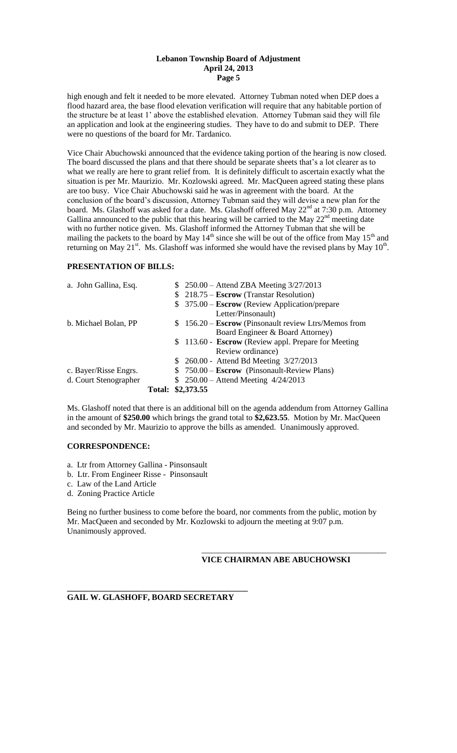high enough and felt it needed to be more elevated. Attorney Tubman noted when DEP does a flood hazard area, the base flood elevation verification will require that any habitable portion of the structure be at least 1' above the established elevation. Attorney Tubman said they will file an application and look at the engineering studies. They have to do and submit to DEP. There were no questions of the board for Mr. Tardanico.

Vice Chair Abuchowski announced that the evidence taking portion of the hearing is now closed. The board discussed the plans and that there should be separate sheets that's a lot clearer as to what we really are here to grant relief from. It is definitely difficult to ascertain exactly what the situation is per Mr. Maurizio. Mr. Kozlowski agreed. Mr. MacQueen agreed stating these plans are too busy. Vice Chair Abuchowski said he was in agreement with the board. At the conclusion of the board's discussion, Attorney Tubman said they will devise a new plan for the board. Ms. Glashoff was asked for a date. Ms. Glashoff offered May 22nd at 7:30 p.m. Attorney Gallina announced to the public that this hearing will be carried to the May 22nd meeting date with no further notice given. Ms. Glashoff informed the Attorney Tubman that she will be mailing the packets to the board by May 14th since she will be out of the office from May 15th and returning on May 21st. Ms. Glashoff was informed she would have the revised plans by May 10th.

## PRESENTATION OF BILLS:

| | |
|---|---|
| a. John Gallina, Esq. | $ 250.00 – Attend ZBA Meeting 3/27/2013 |
| | $ 218.75 – **Escrow** (Transtar Resolution) |
| | $ 375.00 – **Escrow** (Review Application/prepare Letter/Pinsonault) |
| b. Michael Bolan, PP | $ 156.20 – **Escrow** (Pinsonault review Ltrs/Memos from Board Engineer & Board Attorney) |
| | $ 113.60 - **Escrow** (Review appl. Prepare for Meeting Review ordinance) |
| | $ 260.00 - Attend Bd Meeting 3/27/2013 |
| c. Bayer/Risse Engrs. | $ 750.00 – **Escrow** (Pinsonault-Review Plans) |
| d. Court Stenographer | $ 250.00 – Attend Meeting 4/24/2013 |
| **Total:** | **$2,373.55** |

Ms. Glashoff noted that there is an additional bill on the agenda addendum from Attorney Gallina in the amount of **$250.00** which brings the grand total to **$2,623.55**. Motion by Mr. MacQueen and seconded by Mr. Maurizio to approve the bills as amended. Unanimously approved.

## CORRESPONDENCE:

- a. Ltr from Attorney Gallina - Pinsonsault
- b. Ltr. From Engineer Risse - Pinsonsault
- c. Law of the Land Article
- d. Zoning Practice Article

Being no further business to come before the board, nor comments from the public, motion by Mr. MacQueen and seconded by Mr. Kozlowski to adjourn the meeting at 9:07 p.m. Unanimously approved.

\_\_\_\_\_\_\_\_\_\_\_\_\_\_\_\_\_\_\_\_\_\_\_\_\_\_\_\_\_\_\_\_\_\_\_\_\_\_\_\_\_\_

**VICE CHAIRMAN ABE ABUCHOWSKI**

\_\_\_\_\_\_\_\_\_\_\_\_\_\_\_\_\_\_\_\_\_\_\_\_\_\_\_\_\_\_\_\_\_\_\_\_\_\_\_\_\_\_

**GAIL W. GLASHOFF, BOARD SECRETARY**